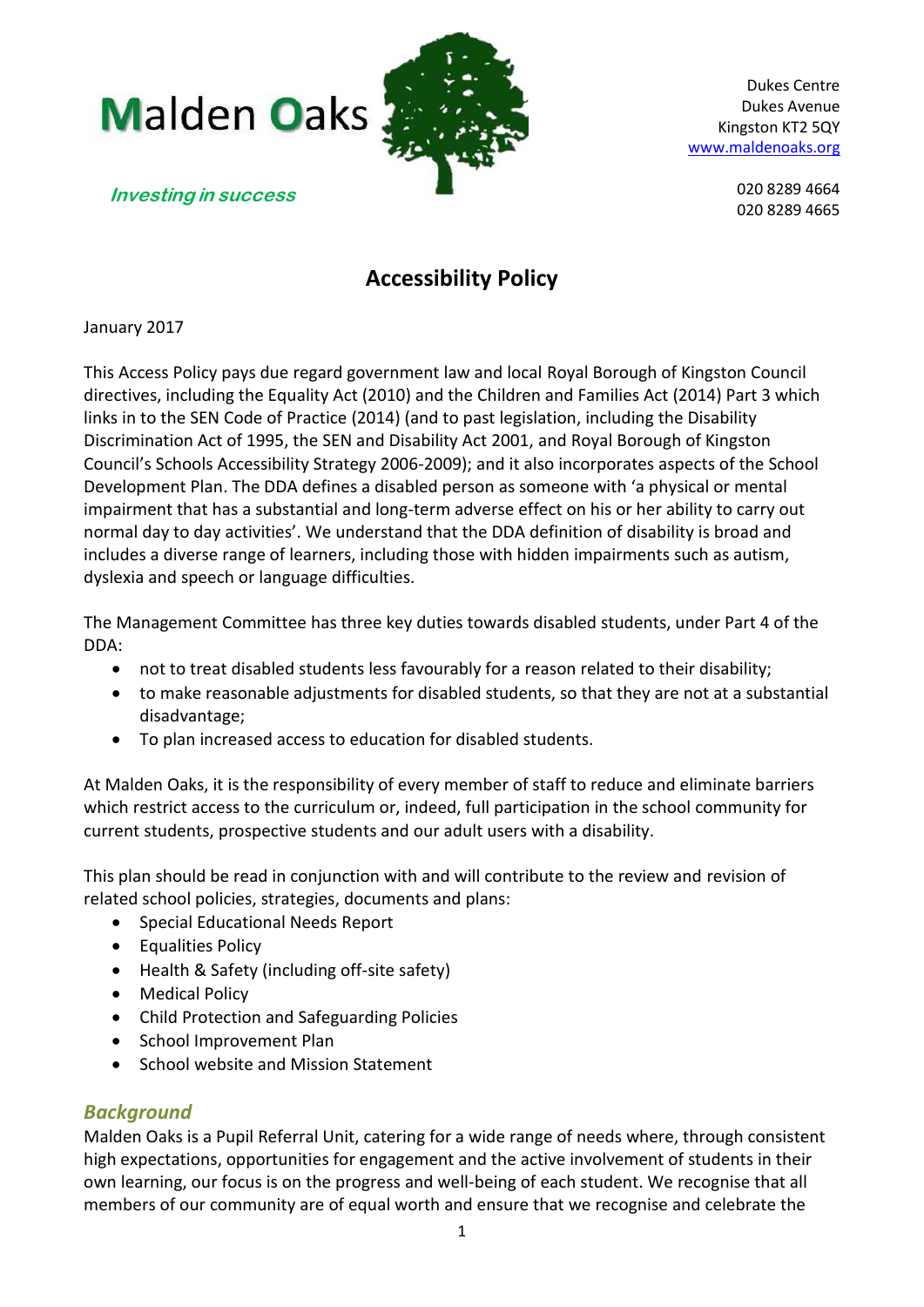Malden Oaks

*Investing in success*

Dukes Centre
Dukes Avenue
Kingston KT2 5QY
www.maldenoaks.org

020 8289 4664
020 8289 4665

# Accessibility Policy

January 2017

This Access Policy pays due regard government law and local Royal Borough of Kingston Council directives, including the Equality Act (2010) and the Children and Families Act (2014) Part 3 which links in to the SEN Code of Practice (2014) (and to past legislation, including the Disability Discrimination Act of 1995, the SEN and Disability Act 2001, and Royal Borough of Kingston Council's Schools Accessibility Strategy 2006-2009); and it also incorporates aspects of the School Development Plan. The DDA defines a disabled person as someone with 'a physical or mental impairment that has a substantial and long-term adverse effect on his or her ability to carry out normal day to day activities'. We understand that the DDA definition of disability is broad and includes a diverse range of learners, including those with hidden impairments such as autism, dyslexia and speech or language difficulties.

The Management Committee has three key duties towards disabled students, under Part 4 of the DDA:

- not to treat disabled students less favourably for a reason related to their disability;
- to make reasonable adjustments for disabled students, so that they are not at a substantial disadvantage;
- To plan increased access to education for disabled students.

At Malden Oaks, it is the responsibility of every member of staff to reduce and eliminate barriers which restrict access to the curriculum or, indeed, full participation in the school community for current students, prospective students and our adult users with a disability.

This plan should be read in conjunction with and will contribute to the review and revision of related school policies, strategies, documents and plans:

- Special Educational Needs Report
- Equalities Policy
- Health & Safety (including off-site safety)
- Medical Policy
- Child Protection and Safeguarding Policies
- School Improvement Plan
- School website and Mission Statement

## *Background*

Malden Oaks is a Pupil Referral Unit, catering for a wide range of needs where, through consistent high expectations, opportunities for engagement and the active involvement of students in their own learning, our focus is on the progress and well-being of each student. We recognise that all members of our community are of equal worth and ensure that we recognise and celebrate the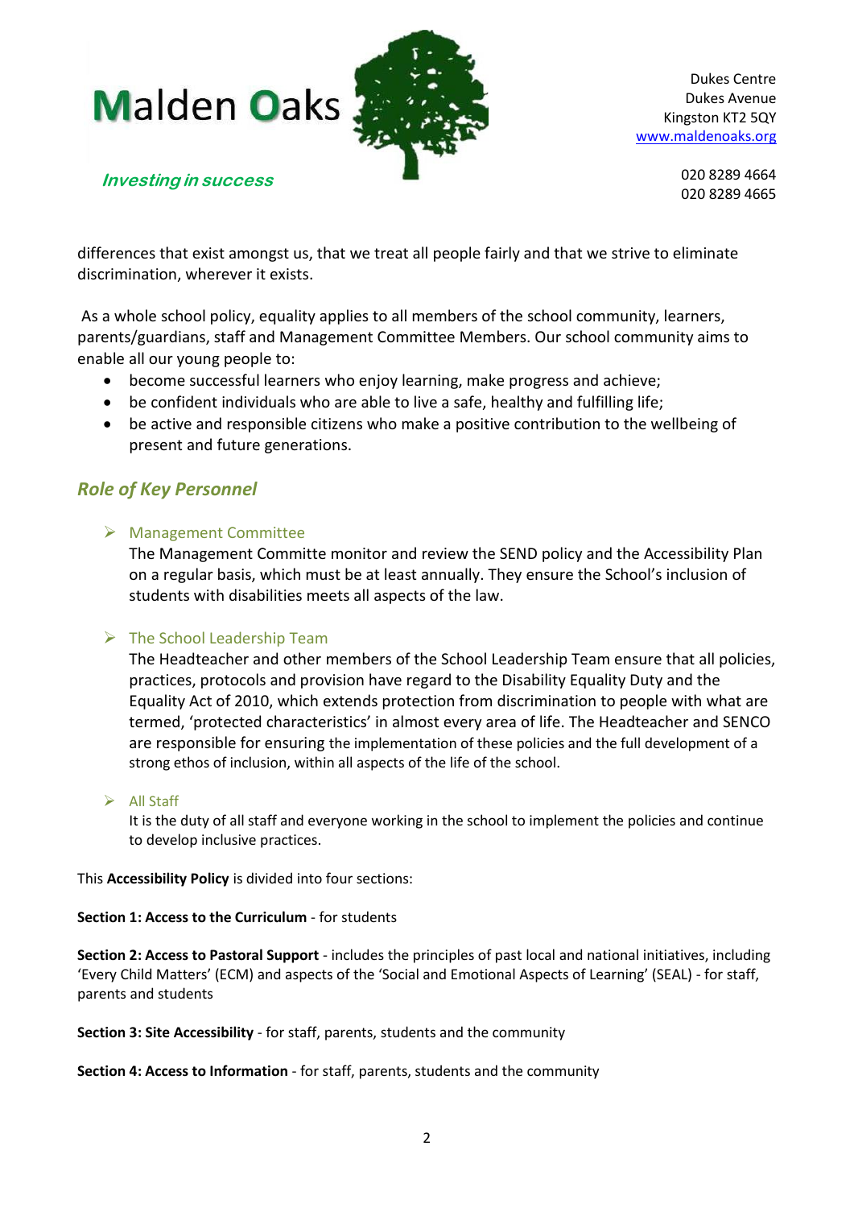differences that exist amongst us, that we treat all people fairly and that we strive to eliminate discrimination, wherever it exists.

As a whole school policy, equality applies to all members of the school community, learners, parents/guardians, staff and Management Committee Members. Our school community aims to enable all our young people to:

- become successful learners who enjoy learning, make progress and achieve;
- be confident individuals who are able to live a safe, healthy and fulfilling life;
- be active and responsible citizens who make a positive contribution to the wellbeing of present and future generations.

## *Role of Key Personnel*

- **Management Committee**

  The Management Committe monitor and review the SEND policy and the Accessibility Plan on a regular basis, which must be at least annually. They ensure the School's inclusion of students with disabilities meets all aspects of the law.

- **The School Leadership Team**

  The Headteacher and other members of the School Leadership Team ensure that all policies, practices, protocols and provision have regard to the Disability Equality Duty and the Equality Act of 2010, which extends protection from discrimination to people with what are termed, 'protected characteristics' in almost every area of life. The Headteacher and SENCO are responsible for ensuring the implementation of these policies and the full development of a strong ethos of inclusion, within all aspects of the life of the school.

- **All Staff**

  It is the duty of all staff and everyone working in the school to implement the policies and continue to develop inclusive practices.

This **Accessibility Policy** is divided into four sections:

**Section 1: Access to the Curriculum** - for students

**Section 2: Access to Pastoral Support** - includes the principles of past local and national initiatives, including 'Every Child Matters' (ECM) and aspects of the 'Social and Emotional Aspects of Learning' (SEAL) - for staff, parents and students

**Section 3: Site Accessibility** - for staff, parents, students and the community

**Section 4: Access to Information** - for staff, parents, students and the community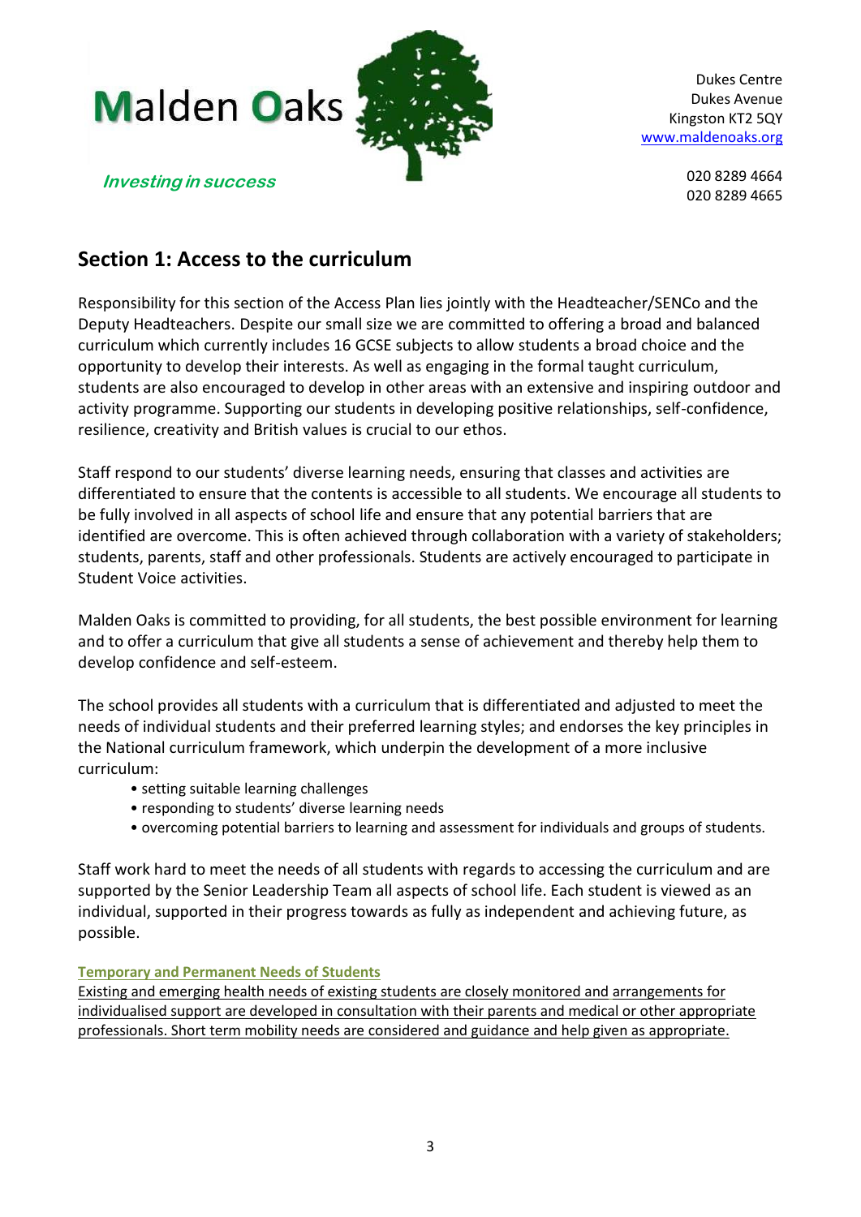Malden Oaks

*Investing in success*

Dukes Centre
Dukes Avenue
Kingston KT2 5QY
www.maldenoaks.org

020 8289 4664
020 8289 4665

## Section 1: Access to the curriculum

Responsibility for this section of the Access Plan lies jointly with the Headteacher/SENCo and the Deputy Headteachers. Despite our small size we are committed to offering a broad and balanced curriculum which currently includes 16 GCSE subjects to allow students a broad choice and the opportunity to develop their interests. As well as engaging in the formal taught curriculum, students are also encouraged to develop in other areas with an extensive and inspiring outdoor and activity programme. Supporting our students in developing positive relationships, self-confidence, resilience, creativity and British values is crucial to our ethos.

Staff respond to our students' diverse learning needs, ensuring that classes and activities are differentiated to ensure that the contents is accessible to all students. We encourage all students to be fully involved in all aspects of school life and ensure that any potential barriers that are identified are overcome. This is often achieved through collaboration with a variety of stakeholders; students, parents, staff and other professionals. Students are actively encouraged to participate in Student Voice activities.

Malden Oaks is committed to providing, for all students, the best possible environment for learning and to offer a curriculum that give all students a sense of achievement and thereby help them to develop confidence and self-esteem.

The school provides all students with a curriculum that is differentiated and adjusted to meet the needs of individual students and their preferred learning styles; and endorses the key principles in the National curriculum framework, which underpin the development of a more inclusive curriculum:

- setting suitable learning challenges
- responding to students' diverse learning needs
- overcoming potential barriers to learning and assessment for individuals and groups of students.

Staff work hard to meet the needs of all students with regards to accessing the curriculum and are supported by the Senior Leadership Team all aspects of school life. Each student is viewed as an individual, supported in their progress towards as fully as independent and achieving future, as possible.

**Temporary and Permanent Needs of Students**

Existing and emerging health needs of existing students are closely monitored and arrangements for individualised support are developed in consultation with their parents and medical or other appropriate professionals. Short term mobility needs are considered and guidance and help given as appropriate.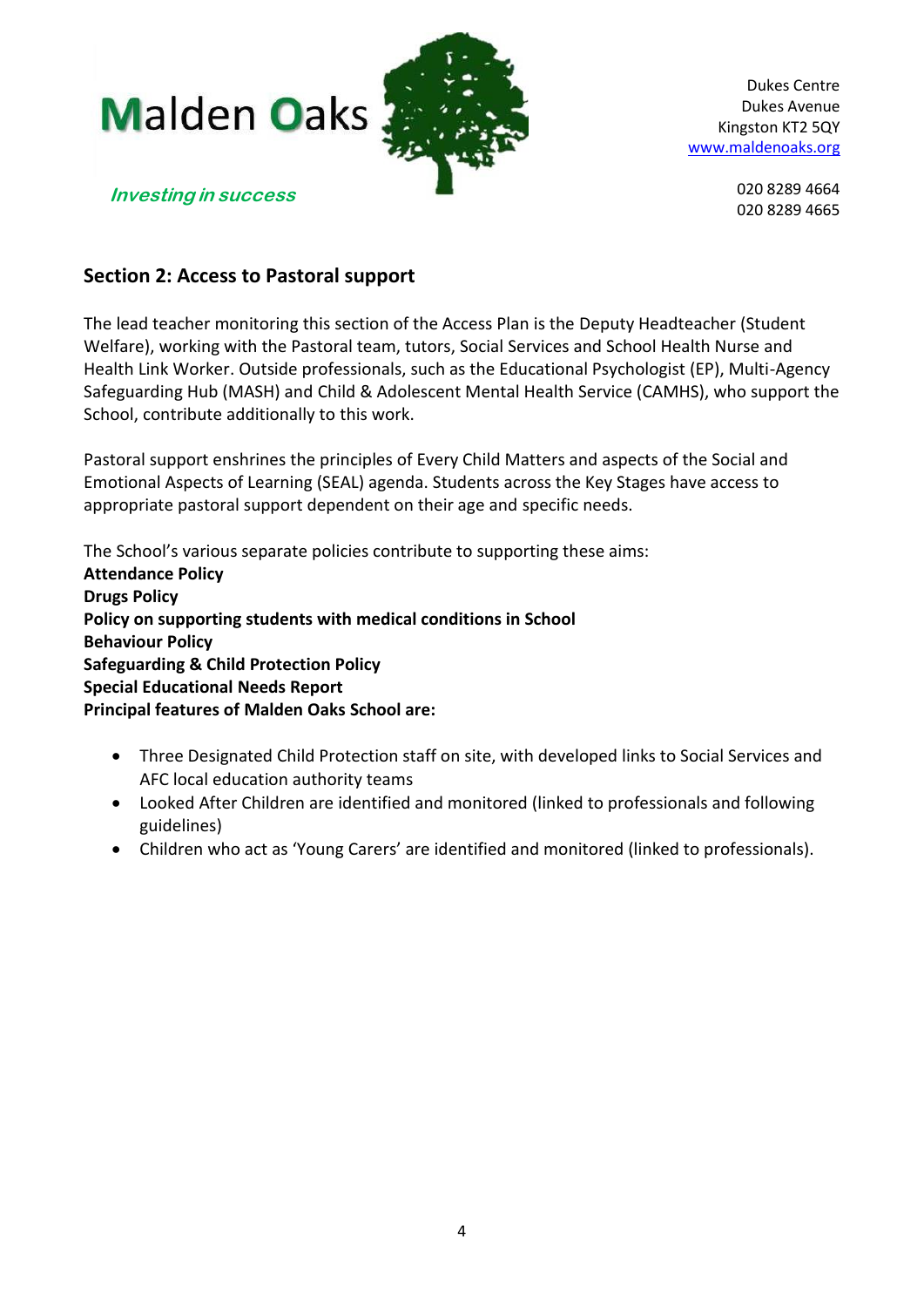## Section 2: Access to Pastoral support

The lead teacher monitoring this section of the Access Plan is the Deputy Headteacher (Student Welfare), working with the Pastoral team, tutors, Social Services and School Health Nurse and Health Link Worker. Outside professionals, such as the Educational Psychologist (EP), Multi-Agency Safeguarding Hub (MASH) and Child & Adolescent Mental Health Service (CAMHS), who support the School, contribute additionally to this work.

Pastoral support enshrines the principles of Every Child Matters and aspects of the Social and Emotional Aspects of Learning (SEAL) agenda. Students across the Key Stages have access to appropriate pastoral support dependent on their age and specific needs.

The School's various separate policies contribute to supporting these aims:
**Attendance Policy**
**Drugs Policy**
**Policy on supporting students with medical conditions in School**
**Behaviour Policy**
**Safeguarding & Child Protection Policy**
**Special Educational Needs Report**
**Principal features of Malden Oaks School are:**

- Three Designated Child Protection staff on site, with developed links to Social Services and AFC local education authority teams
- Looked After Children are identified and monitored (linked to professionals and following guidelines)
- Children who act as 'Young Carers' are identified and monitored (linked to professionals).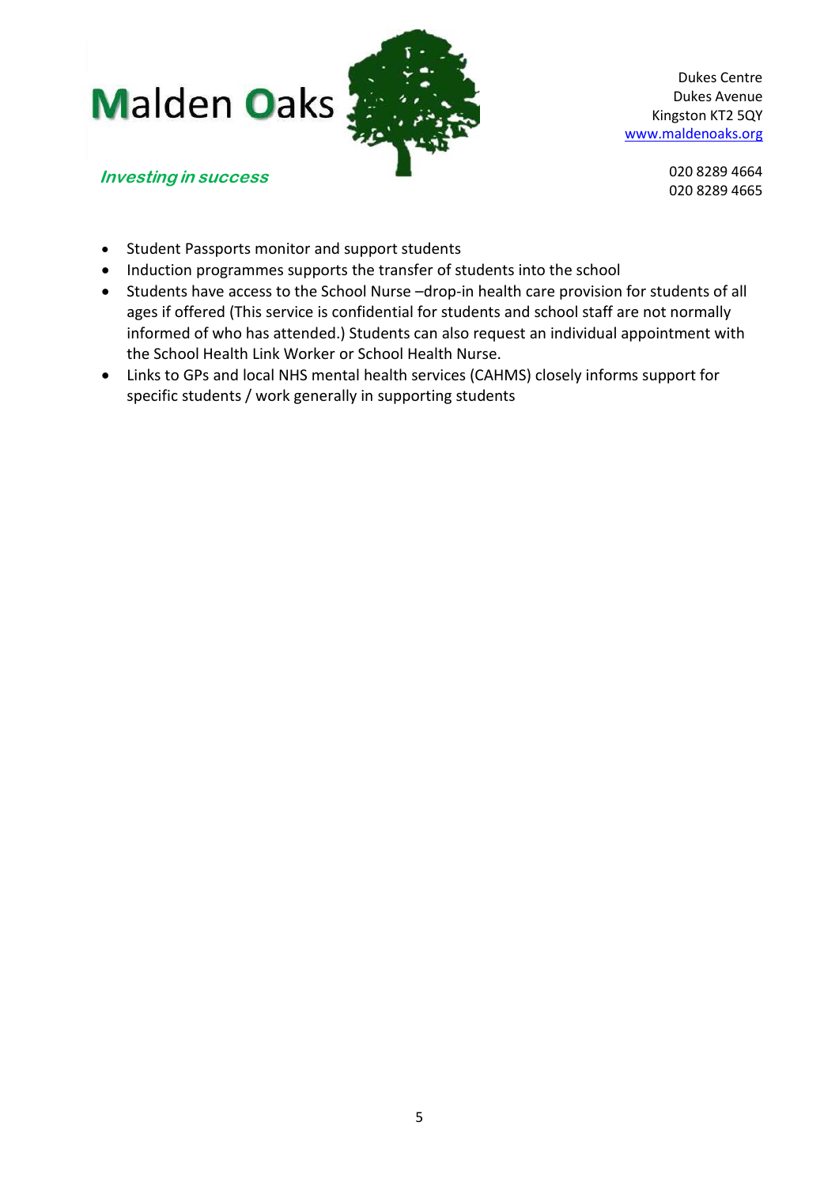- Student Passports monitor and support students
- Induction programmes supports the transfer of students into the school
- Students have access to the School Nurse –drop-in health care provision for students of all ages if offered (This service is confidential for students and school staff are not normally informed of who has attended.) Students can also request an individual appointment with the School Health Link Worker or School Health Nurse.
- Links to GPs and local NHS mental health services (CAHMS) closely informs support for specific students / work generally in supporting students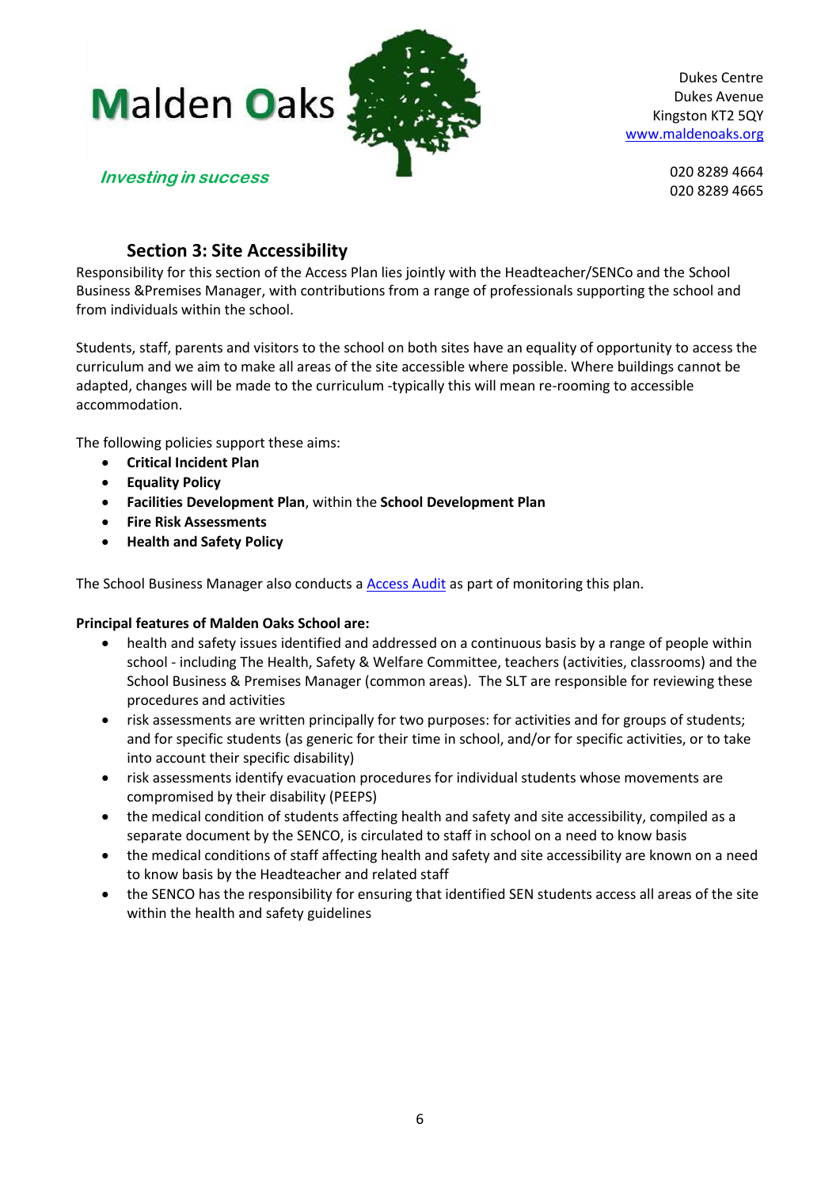## Section 3: Site Accessibility

Responsibility for this section of the Access Plan lies jointly with the Headteacher/SENCo and the School Business &Premises Manager, with contributions from a range of professionals supporting the school and from individuals within the school.

Students, staff, parents and visitors to the school on both sites have an equality of opportunity to access the curriculum and we aim to make all areas of the site accessible where possible. Where buildings cannot be adapted, changes will be made to the curriculum -typically this will mean re-rooming to accessible accommodation.

The following policies support these aims:

- **Critical Incident Plan**
- **Equality Policy**
- **Facilities Development Plan**, within the **School Development Plan**
- **Fire Risk Assessments**
- **Health and Safety Policy**

The School Business Manager also conducts a Access Audit as part of monitoring this plan.

**Principal features of Malden Oaks School are:**

- health and safety issues identified and addressed on a continuous basis by a range of people within school - including The Health, Safety & Welfare Committee, teachers (activities, classrooms) and the School Business & Premises Manager (common areas). The SLT are responsible for reviewing these procedures and activities
- risk assessments are written principally for two purposes: for activities and for groups of students; and for specific students (as generic for their time in school, and/or for specific activities, or to take into account their specific disability)
- risk assessments identify evacuation procedures for individual students whose movements are compromised by their disability (PEEPS)
- the medical condition of students affecting health and safety and site accessibility, compiled as a separate document by the SENCO, is circulated to staff in school on a need to know basis
- the medical conditions of staff affecting health and safety and site accessibility are known on a need to know basis by the Headteacher and related staff
- the SENCO has the responsibility for ensuring that identified SEN students access all areas of the site within the health and safety guidelines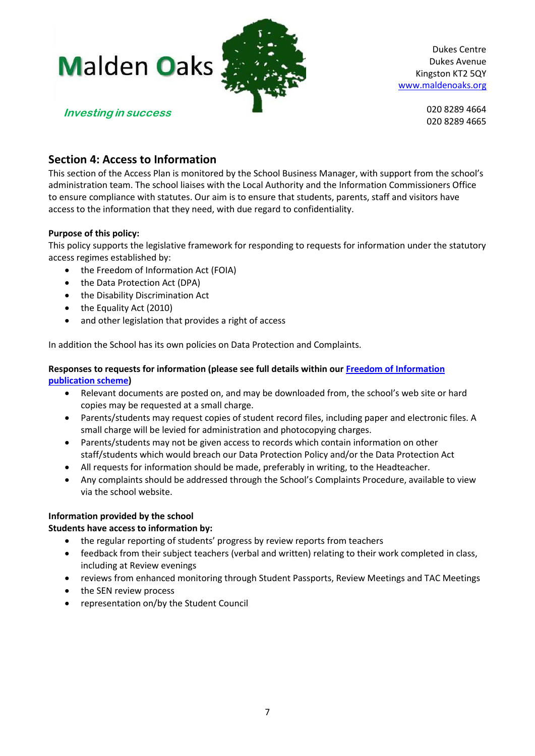Malden Oaks

*Investing in success*

Dukes Centre
Dukes Avenue
Kingston KT2 5QY
www.maldenoaks.org

020 8289 4664
020 8289 4665

## Section 4: Access to Information

This section of the Access Plan is monitored by the School Business Manager, with support from the school's administration team. The school liaises with the Local Authority and the Information Commissioners Office to ensure compliance with statutes. Our aim is to ensure that students, parents, staff and visitors have access to the information that they need, with due regard to confidentiality.

**Purpose of this policy:**

This policy supports the legislative framework for responding to requests for information under the statutory access regimes established by:

- the Freedom of Information Act (FOIA)
- the Data Protection Act (DPA)
- the Disability Discrimination Act
- the Equality Act (2010)
- and other legislation that provides a right of access

In addition the School has its own policies on Data Protection and Complaints.

**Responses to requests for information (please see full details within our Freedom of Information publication scheme)**

- Relevant documents are posted on, and may be downloaded from, the school's web site or hard copies may be requested at a small charge.
- Parents/students may request copies of student record files, including paper and electronic files. A small charge will be levied for administration and photocopying charges.
- Parents/students may not be given access to records which contain information on other staff/students which would breach our Data Protection Policy and/or the Data Protection Act
- All requests for information should be made, preferably in writing, to the Headteacher.
- Any complaints should be addressed through the School's Complaints Procedure, available to view via the school website.

**Information provided by the school**

**Students have access to information by:**

- the regular reporting of students' progress by review reports from teachers
- feedback from their subject teachers (verbal and written) relating to their work completed in class, including at Review evenings
- reviews from enhanced monitoring through Student Passports, Review Meetings and TAC Meetings
- the SEN review process
- representation on/by the Student Council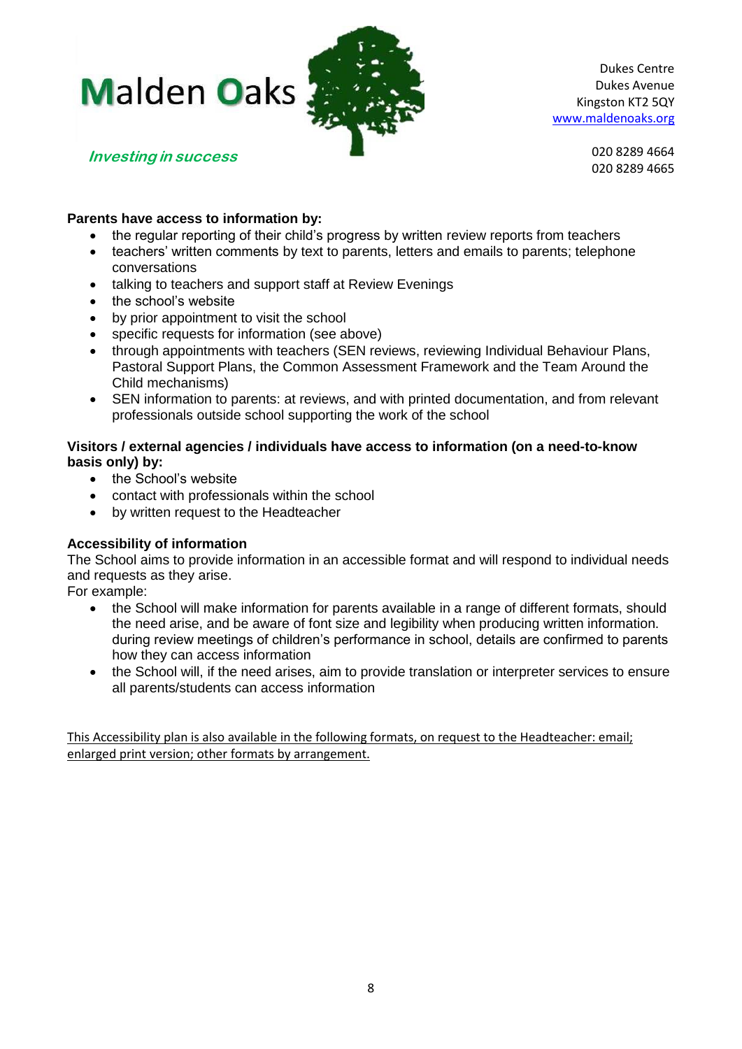**Parents have access to information by:**

- the regular reporting of their child's progress by written review reports from teachers
- teachers' written comments by text to parents, letters and emails to parents; telephone conversations
- talking to teachers and support staff at Review Evenings
- the school's website
- by prior appointment to visit the school
- specific requests for information (see above)
- through appointments with teachers (SEN reviews, reviewing Individual Behaviour Plans, Pastoral Support Plans, the Common Assessment Framework and the Team Around the Child mechanisms)
- SEN information to parents: at reviews, and with printed documentation, and from relevant professionals outside school supporting the work of the school

**Visitors / external agencies / individuals have access to information (on a need-to-know basis only) by:**

- the School's website
- contact with professionals within the school
- by written request to the Headteacher

**Accessibility of information**

The School aims to provide information in an accessible format and will respond to individual needs and requests as they arise.

For example:

- the School will make information for parents available in a range of different formats, should the need arise, and be aware of font size and legibility when producing written information. during review meetings of children's performance in school, details are confirmed to parents how they can access information
- the School will, if the need arises, aim to provide translation or interpreter services to ensure all parents/students can access information

This Accessibility plan is also available in the following formats, on request to the Headteacher: email; enlarged print version; other formats by arrangement.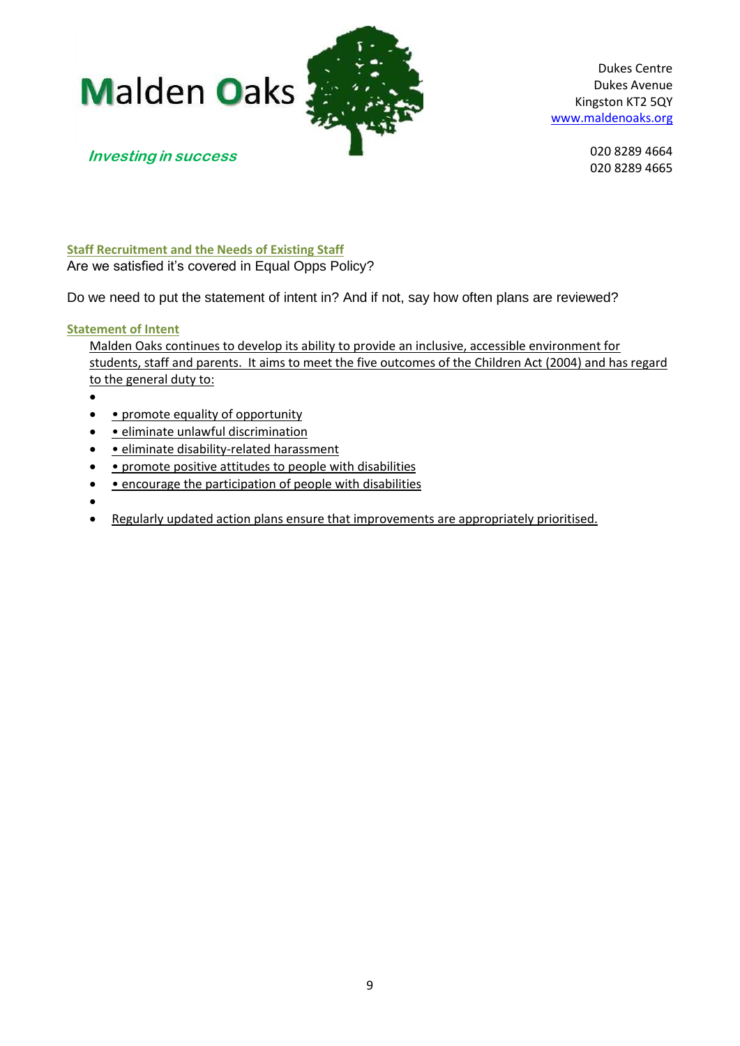**Malden Oaks**

*Investing in success*

Dukes Centre
Dukes Avenue
Kingston KT2 5QY
www.maldenoaks.org

020 8289 4664
020 8289 4665

## Staff Recruitment and the Needs of Existing Staff

Are we satisfied it's covered in Equal Opps Policy?

Do we need to put the statement of intent in? And if not, say how often plans are reviewed?

## Statement of Intent

Malden Oaks continues to develop its ability to provide an inclusive, accessible environment for students, staff and parents. It aims to meet the five outcomes of the Children Act (2004) and has regard to the general duty to:

- 
- • promote equality of opportunity
- • eliminate unlawful discrimination
- • eliminate disability-related harassment
- • promote positive attitudes to people with disabilities
- • encourage the participation of people with disabilities
- 
- Regularly updated action plans ensure that improvements are appropriately prioritised.